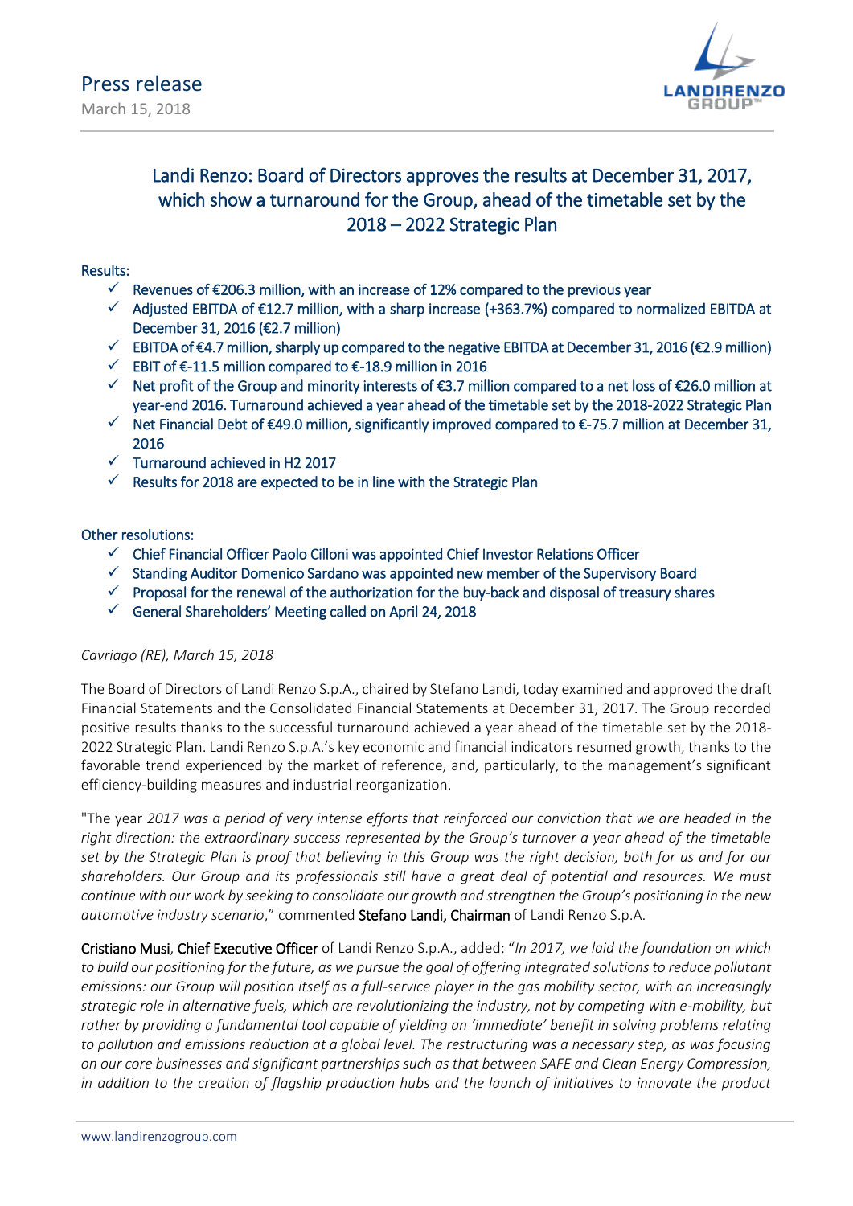Press release

March 15, 2018

# Landi Renzo: Board of Directors approves the results at December 31, 2017, which show a turnaround for the Group, ahead of the timetable set by the 2018 – 2022 Strategic Plan

Results:

- ✓ Revenues of €206.3 million, with an increase of 12% compared to the previous year
- ✓ Adjusted EBITDA of €12.7 million, with a sharp increase (+363.7%) compared to normalized EBITDA at December 31, 2016 (€2.7 million)
- ✓ EBITDA of €4.7 million, sharply up compared to the negative EBITDA at December 31, 2016 (€2.9 million)
- ✓ EBIT of €-11.5 million compared to €-18.9 million in 2016
- ✓ Net profit of the Group and minority interests of €3.7 million compared to a net loss of €26.0 million at year-end 2016. Turnaround achieved a year ahead of the timetable set by the 2018-2022 Strategic Plan
- ✓ Net Financial Debt of €49.0 million, significantly improved compared to €-75.7 million at December 31, 2016
- ✓ Turnaround achieved in H2 2017
- ✓ Results for 2018 are expected to be in line with the Strategic Plan

Other resolutions:

- ✓ Chief Financial Officer Paolo Cilloni was appointed Chief Investor Relations Officer
- ✓ Standing Auditor Domenico Sardano was appointed new member of the Supervisory Board
- ✓ Proposal for the renewal of the authorization for the buy-back and disposal of treasury shares
- ✓ General Shareholders' Meeting called on April 24, 2018

*Cavriago (RE), March 15, 2018*

The Board of Directors of Landi Renzo S.p.A., chaired by Stefano Landi, today examined and approved the draft Financial Statements and the Consolidated Financial Statements at December 31, 2017. The Group recorded positive results thanks to the successful turnaround achieved a year ahead of the timetable set by the 2018-2022 Strategic Plan. Landi Renzo S.p.A.'s key economic and financial indicators resumed growth, thanks to the favorable trend experienced by the market of reference, and, particularly, to the management's significant efficiency-building measures and industrial reorganization.

"The year *2017 was a period of very intense efforts that reinforced our conviction that we are headed in the right direction: the extraordinary success represented by the Group's turnover a year ahead of the timetable set by the Strategic Plan is proof that believing in this Group was the right decision, both for us and for our shareholders. Our Group and its professionals still have a great deal of potential and resources. We must continue with our work by seeking to consolidate our growth and strengthen the Group's positioning in the new automotive industry scenario*," commented **Stefano Landi, Chairman** of Landi Renzo S.p.A.

**Cristiano Musi**, **Chief Executive Officer** of Landi Renzo S.p.A., added: "*In 2017, we laid the foundation on which to build our positioning for the future, as we pursue the goal of offering integrated solutions to reduce pollutant emissions: our Group will position itself as a full-service player in the gas mobility sector, with an increasingly strategic role in alternative fuels, which are revolutionizing the industry, not by competing with e-mobility, but rather by providing a fundamental tool capable of yielding an 'immediate' benefit in solving problems relating to pollution and emissions reduction at a global level. The restructuring was a necessary step, as was focusing on our core businesses and significant partnerships such as that between SAFE and Clean Energy Compression, in addition to the creation of flagship production hubs and the launch of initiatives to innovate the product*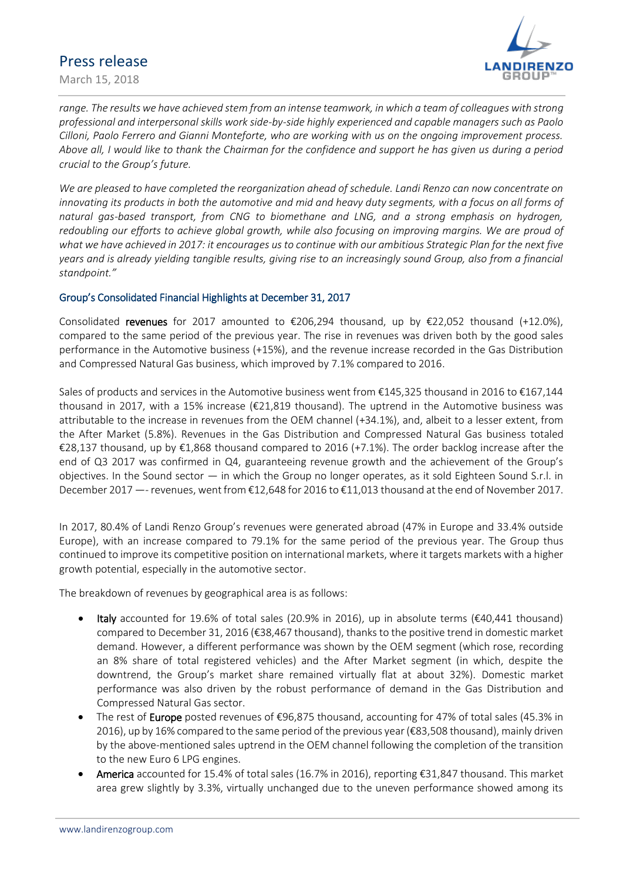*range. The results we have achieved stem from an intense teamwork, in which a team of colleagues with strong professional and interpersonal skills work side-by-side highly experienced and capable managers such as Paolo Cilloni, Paolo Ferrero and Gianni Monteforte, who are working with us on the ongoing improvement process. Above all, I would like to thank the Chairman for the confidence and support he has given us during a period crucial to the Group's future.*

*We are pleased to have completed the reorganization ahead of schedule. Landi Renzo can now concentrate on innovating its products in both the automotive and mid and heavy duty segments, with a focus on all forms of natural gas-based transport, from CNG to biomethane and LNG, and a strong emphasis on hydrogen, redoubling our efforts to achieve global growth, while also focusing on improving margins. We are proud of what we have achieved in 2017: it encourages us to continue with our ambitious Strategic Plan for the next five years and is already yielding tangible results, giving rise to an increasingly sound Group, also from a financial standpoint."*

## Group's Consolidated Financial Highlights at December 31, 2017

Consolidated **revenues** for 2017 amounted to €206,294 thousand, up by €22,052 thousand (+12.0%), compared to the same period of the previous year. The rise in revenues was driven both by the good sales performance in the Automotive business (+15%), and the revenue increase recorded in the Gas Distribution and Compressed Natural Gas business, which improved by 7.1% compared to 2016.

Sales of products and services in the Automotive business went from €145,325 thousand in 2016 to €167,144 thousand in 2017, with a 15% increase (€21,819 thousand). The uptrend in the Automotive business was attributable to the increase in revenues from the OEM channel (+34.1%), and, albeit to a lesser extent, from the After Market (5.8%). Revenues in the Gas Distribution and Compressed Natural Gas business totaled €28,137 thousand, up by €1,868 thousand compared to 2016 (+7.1%). The order backlog increase after the end of Q3 2017 was confirmed in Q4, guaranteeing revenue growth and the achievement of the Group's objectives. In the Sound sector — in which the Group no longer operates, as it sold Eighteen Sound S.r.l. in December 2017 —- revenues, went from €12,648 for 2016 to €11,013 thousand at the end of November 2017.

In 2017, 80.4% of Landi Renzo Group's revenues were generated abroad (47% in Europe and 33.4% outside Europe), with an increase compared to 79.1% for the same period of the previous year. The Group thus continued to improve its competitive position on international markets, where it targets markets with a higher growth potential, especially in the automotive sector.

The breakdown of revenues by geographical area is as follows:

- **Italy** accounted for 19.6% of total sales (20.9% in 2016), up in absolute terms (€40,441 thousand) compared to December 31, 2016 (€38,467 thousand), thanks to the positive trend in domestic market demand. However, a different performance was shown by the OEM segment (which rose, recording an 8% share of total registered vehicles) and the After Market segment (in which, despite the downtrend, the Group's market share remained virtually flat at about 32%). Domestic market performance was also driven by the robust performance of demand in the Gas Distribution and Compressed Natural Gas sector.
- The rest of **Europe** posted revenues of €96,875 thousand, accounting for 47% of total sales (45.3% in 2016), up by 16% compared to the same period of the previous year (€83,508 thousand), mainly driven by the above-mentioned sales uptrend in the OEM channel following the completion of the transition to the new Euro 6 LPG engines.
- **America** accounted for 15.4% of total sales (16.7% in 2016), reporting €31,847 thousand. This market area grew slightly by 3.3%, virtually unchanged due to the uneven performance showed among its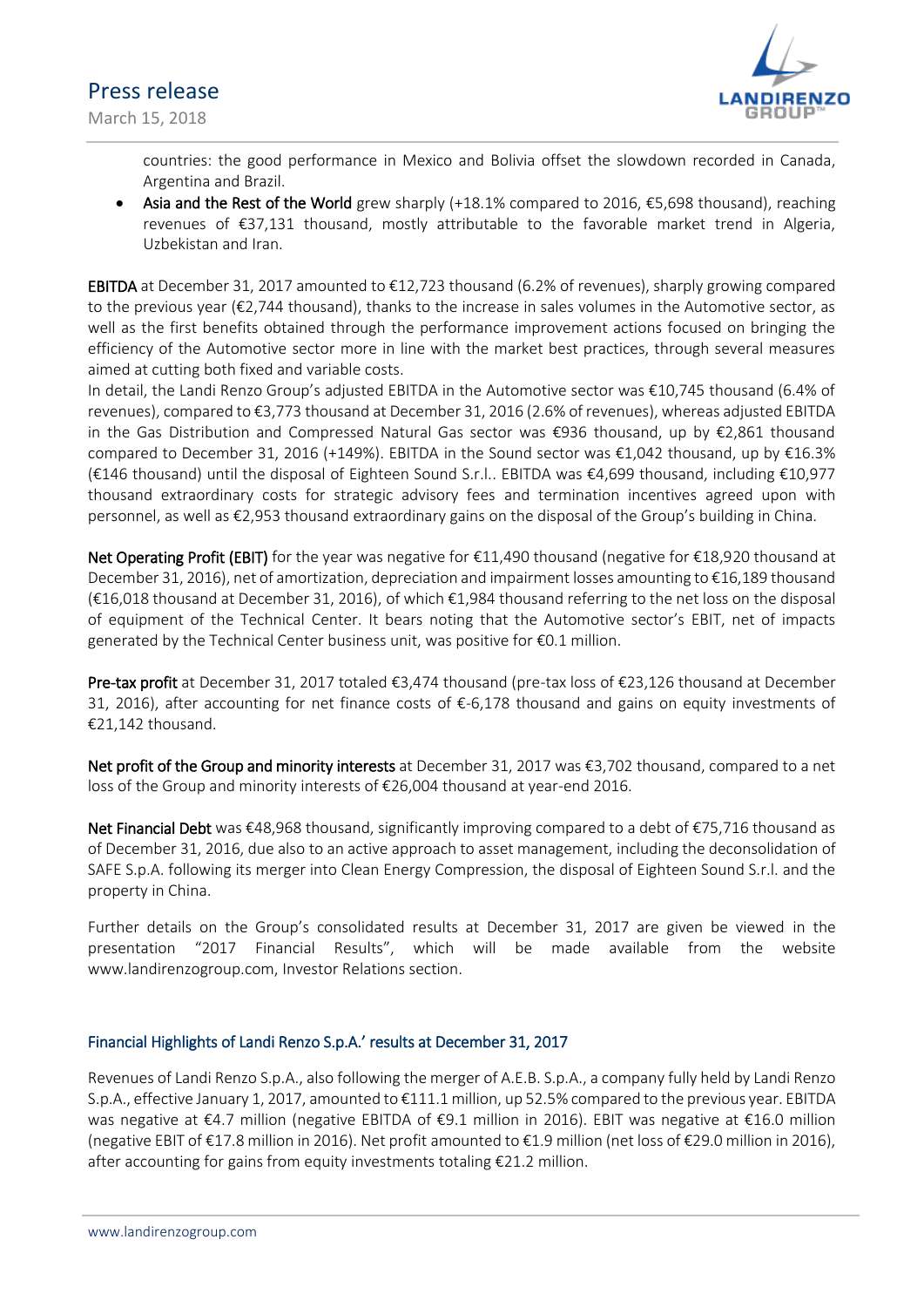countries: the good performance in Mexico and Bolivia offset the slowdown recorded in Canada, Argentina and Brazil.

- **Asia and the Rest of the World** grew sharply (+18.1% compared to 2016, €5,698 thousand), reaching revenues of €37,131 thousand, mostly attributable to the favorable market trend in Algeria, Uzbekistan and Iran.

**EBITDA** at December 31, 2017 amounted to €12,723 thousand (6.2% of revenues), sharply growing compared to the previous year (€2,744 thousand), thanks to the increase in sales volumes in the Automotive sector, as well as the first benefits obtained through the performance improvement actions focused on bringing the efficiency of the Automotive sector more in line with the market best practices, through several measures aimed at cutting both fixed and variable costs.
In detail, the Landi Renzo Group's adjusted EBITDA in the Automotive sector was €10,745 thousand (6.4% of revenues), compared to €3,773 thousand at December 31, 2016 (2.6% of revenues), whereas adjusted EBITDA in the Gas Distribution and Compressed Natural Gas sector was €936 thousand, up by €2,861 thousand compared to December 31, 2016 (+149%). EBITDA in the Sound sector was €1,042 thousand, up by €16.3% (€146 thousand) until the disposal of Eighteen Sound S.r.l.. EBITDA was €4,699 thousand, including €10,977 thousand extraordinary costs for strategic advisory fees and termination incentives agreed upon with personnel, as well as €2,953 thousand extraordinary gains on the disposal of the Group's building in China.

**Net Operating Profit (EBIT)** for the year was negative for €11,490 thousand (negative for €18,920 thousand at December 31, 2016), net of amortization, depreciation and impairment losses amounting to €16,189 thousand (€16,018 thousand at December 31, 2016), of which €1,984 thousand referring to the net loss on the disposal of equipment of the Technical Center. It bears noting that the Automotive sector's EBIT, net of impacts generated by the Technical Center business unit, was positive for €0.1 million.

**Pre-tax profit** at December 31, 2017 totaled €3,474 thousand (pre-tax loss of €23,126 thousand at December 31, 2016), after accounting for net finance costs of €-6,178 thousand and gains on equity investments of €21,142 thousand.

**Net profit of the Group and minority interests** at December 31, 2017 was €3,702 thousand, compared to a net loss of the Group and minority interests of €26,004 thousand at year-end 2016.

**Net Financial Debt** was €48,968 thousand, significantly improving compared to a debt of €75,716 thousand as of December 31, 2016, due also to an active approach to asset management, including the deconsolidation of SAFE S.p.A. following its merger into Clean Energy Compression, the disposal of Eighteen Sound S.r.l. and the property in China.

Further details on the Group's consolidated results at December 31, 2017 are given be viewed in the presentation "2017 Financial Results", which will be made available from the website www.landirenzogroup.com, Investor Relations section.

## Financial Highlights of Landi Renzo S.p.A.' results at December 31, 2017

Revenues of Landi Renzo S.p.A., also following the merger of A.E.B. S.p.A., a company fully held by Landi Renzo S.p.A., effective January 1, 2017, amounted to €111.1 million, up 52.5% compared to the previous year. EBITDA was negative at €4.7 million (negative EBITDA of €9.1 million in 2016). EBIT was negative at €16.0 million (negative EBIT of €17.8 million in 2016). Net profit amounted to €1.9 million (net loss of €29.0 million in 2016), after accounting for gains from equity investments totaling €21.2 million.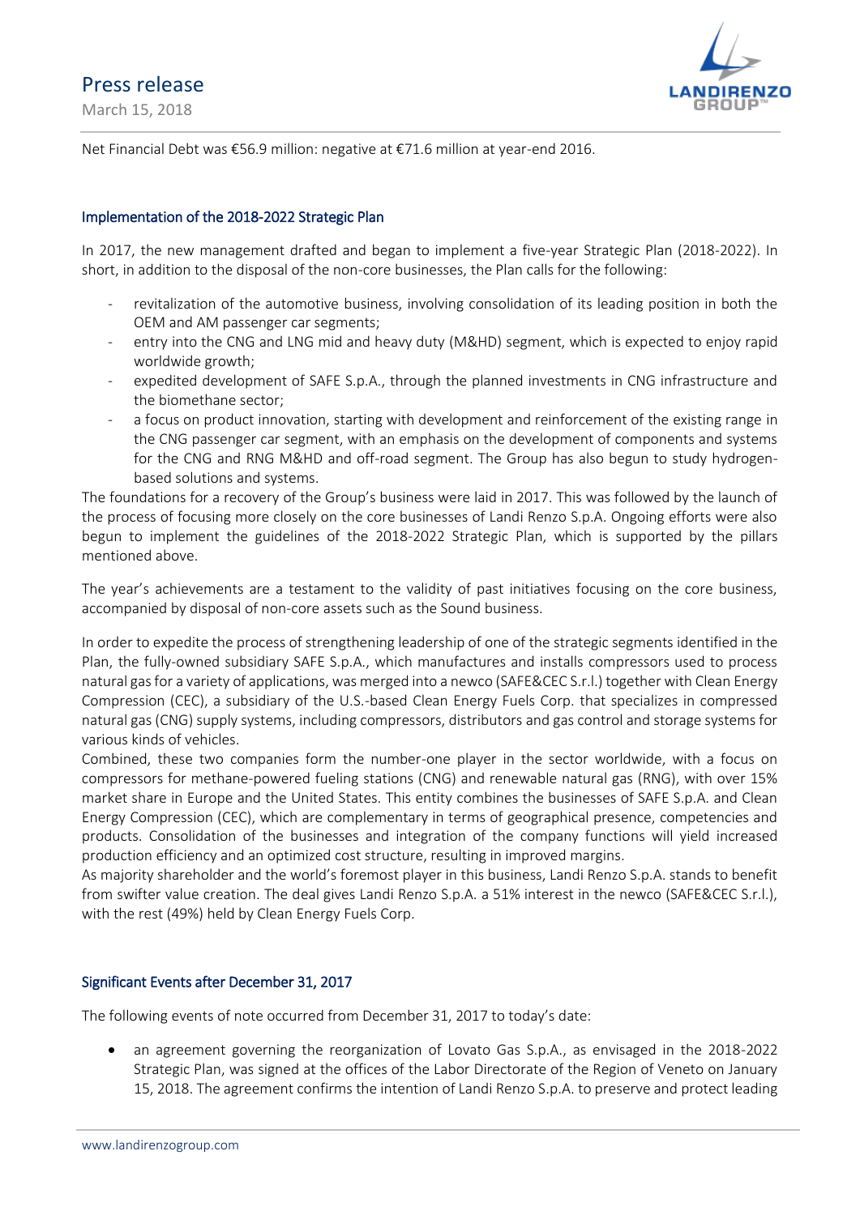Net Financial Debt was €56.9 million: negative at €71.6 million at year-end 2016.

## Implementation of the 2018-2022 Strategic Plan

In 2017, the new management drafted and began to implement a five-year Strategic Plan (2018-2022). In short, in addition to the disposal of the non-core businesses, the Plan calls for the following:

- revitalization of the automotive business, involving consolidation of its leading position in both the OEM and AM passenger car segments;
- entry into the CNG and LNG mid and heavy duty (M&HD) segment, which is expected to enjoy rapid worldwide growth;
- expedited development of SAFE S.p.A., through the planned investments in CNG infrastructure and the biomethane sector;
- a focus on product innovation, starting with development and reinforcement of the existing range in the CNG passenger car segment, with an emphasis on the development of components and systems for the CNG and RNG M&HD and off-road segment. The Group has also begun to study hydrogen-based solutions and systems.

The foundations for a recovery of the Group's business were laid in 2017. This was followed by the launch of the process of focusing more closely on the core businesses of Landi Renzo S.p.A. Ongoing efforts were also begun to implement the guidelines of the 2018-2022 Strategic Plan, which is supported by the pillars mentioned above.

The year's achievements are a testament to the validity of past initiatives focusing on the core business, accompanied by disposal of non-core assets such as the Sound business.

In order to expedite the process of strengthening leadership of one of the strategic segments identified in the Plan, the fully-owned subsidiary SAFE S.p.A., which manufactures and installs compressors used to process natural gas for a variety of applications, was merged into a newco (SAFE&CEC S.r.l.) together with Clean Energy Compression (CEC), a subsidiary of the U.S.-based Clean Energy Fuels Corp. that specializes in compressed natural gas (CNG) supply systems, including compressors, distributors and gas control and storage systems for various kinds of vehicles.

Combined, these two companies form the number-one player in the sector worldwide, with a focus on compressors for methane-powered fueling stations (CNG) and renewable natural gas (RNG), with over 15% market share in Europe and the United States. This entity combines the businesses of SAFE S.p.A. and Clean Energy Compression (CEC), which are complementary in terms of geographical presence, competencies and products. Consolidation of the businesses and integration of the company functions will yield increased production efficiency and an optimized cost structure, resulting in improved margins.

As majority shareholder and the world's foremost player in this business, Landi Renzo S.p.A. stands to benefit from swifter value creation. The deal gives Landi Renzo S.p.A. a 51% interest in the newco (SAFE&CEC S.r.l.), with the rest (49%) held by Clean Energy Fuels Corp.

## Significant Events after December 31, 2017

The following events of note occurred from December 31, 2017 to today's date:

- an agreement governing the reorganization of Lovato Gas S.p.A., as envisaged in the 2018-2022 Strategic Plan, was signed at the offices of the Labor Directorate of the Region of Veneto on January 15, 2018. The agreement confirms the intention of Landi Renzo S.p.A. to preserve and protect leading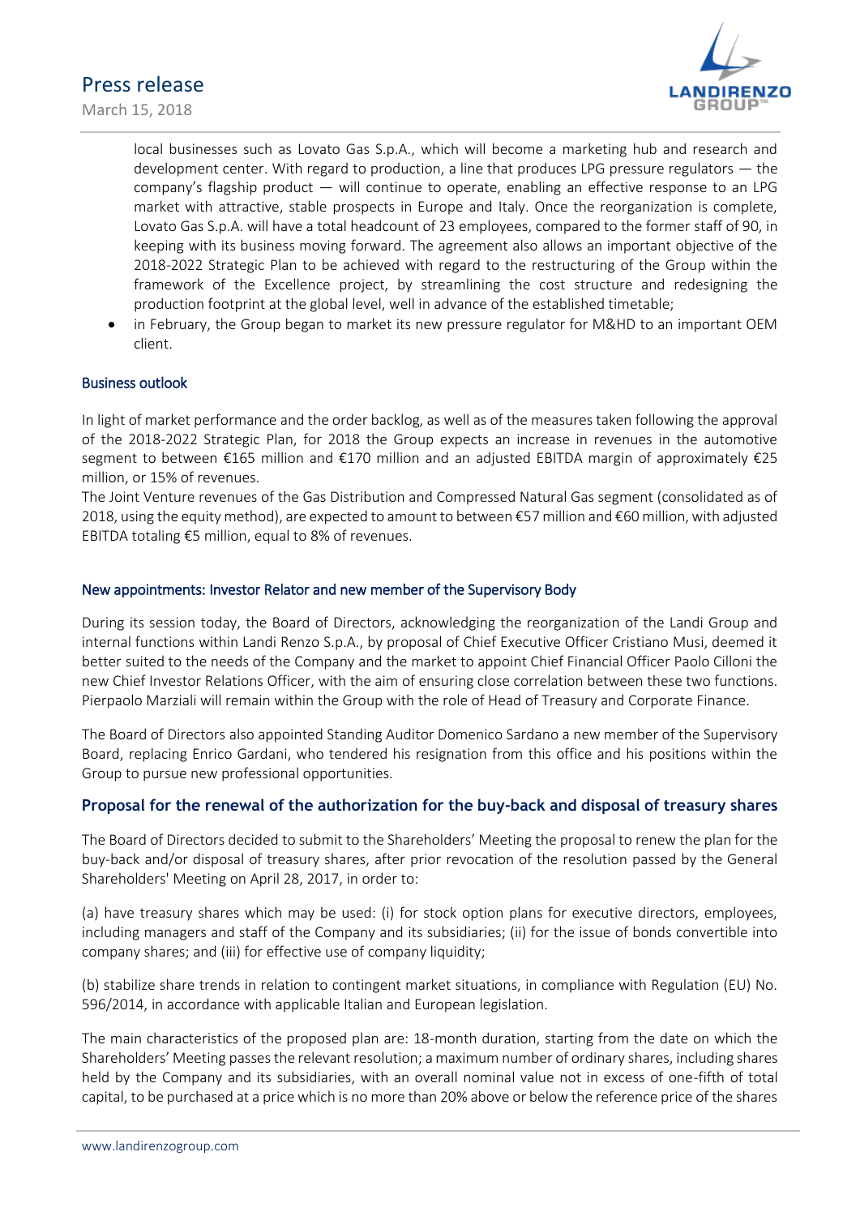local businesses such as Lovato Gas S.p.A., which will become a marketing hub and research and development center. With regard to production, a line that produces LPG pressure regulators — the company's flagship product — will continue to operate, enabling an effective response to an LPG market with attractive, stable prospects in Europe and Italy. Once the reorganization is complete, Lovato Gas S.p.A. will have a total headcount of 23 employees, compared to the former staff of 90, in keeping with its business moving forward. The agreement also allows an important objective of the 2018-2022 Strategic Plan to be achieved with regard to the restructuring of the Group within the framework of the Excellence project, by streamlining the cost structure and redesigning the production footprint at the global level, well in advance of the established timetable;

- in February, the Group began to market its new pressure regulator for M&HD to an important OEM client.

### Business outlook

In light of market performance and the order backlog, as well as of the measures taken following the approval of the 2018-2022 Strategic Plan, for 2018 the Group expects an increase in revenues in the automotive segment to between €165 million and €170 million and an adjusted EBITDA margin of approximately €25 million, or 15% of revenues.
The Joint Venture revenues of the Gas Distribution and Compressed Natural Gas segment (consolidated as of 2018, using the equity method), are expected to amount to between €57 million and €60 million, with adjusted EBITDA totaling €5 million, equal to 8% of revenues.

### New appointments: Investor Relator and new member of the Supervisory Body

During its session today, the Board of Directors, acknowledging the reorganization of the Landi Group and internal functions within Landi Renzo S.p.A., by proposal of Chief Executive Officer Cristiano Musi, deemed it better suited to the needs of the Company and the market to appoint Chief Financial Officer Paolo Cilloni the new Chief Investor Relations Officer, with the aim of ensuring close correlation between these two functions. Pierpaolo Marziali will remain within the Group with the role of Head of Treasury and Corporate Finance.

The Board of Directors also appointed Standing Auditor Domenico Sardano a new member of the Supervisory Board, replacing Enrico Gardani, who tendered his resignation from this office and his positions within the Group to pursue new professional opportunities.

## Proposal for the renewal of the authorization for the buy-back and disposal of treasury shares

The Board of Directors decided to submit to the Shareholders' Meeting the proposal to renew the plan for the buy-back and/or disposal of treasury shares, after prior revocation of the resolution passed by the General Shareholders' Meeting on April 28, 2017, in order to:

(a) have treasury shares which may be used: (i) for stock option plans for executive directors, employees, including managers and staff of the Company and its subsidiaries; (ii) for the issue of bonds convertible into company shares; and (iii) for effective use of company liquidity;

(b) stabilize share trends in relation to contingent market situations, in compliance with Regulation (EU) No. 596/2014, in accordance with applicable Italian and European legislation.

The main characteristics of the proposed plan are: 18-month duration, starting from the date on which the Shareholders' Meeting passes the relevant resolution; a maximum number of ordinary shares, including shares held by the Company and its subsidiaries, with an overall nominal value not in excess of one-fifth of total capital, to be purchased at a price which is no more than 20% above or below the reference price of the shares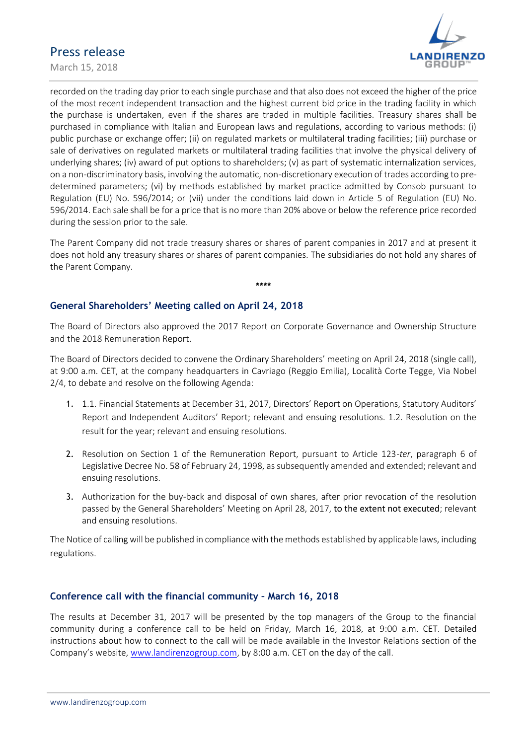recorded on the trading day prior to each single purchase and that also does not exceed the higher of the price of the most recent independent transaction and the highest current bid price in the trading facility in which the purchase is undertaken, even if the shares are traded in multiple facilities. Treasury shares shall be purchased in compliance with Italian and European laws and regulations, according to various methods: (i) public purchase or exchange offer; (ii) on regulated markets or multilateral trading facilities; (iii) purchase or sale of derivatives on regulated markets or multilateral trading facilities that involve the physical delivery of underlying shares; (iv) award of put options to shareholders; (v) as part of systematic internalization services, on a non-discriminatory basis, involving the automatic, non-discretionary execution of trades according to pre-determined parameters; (vi) by methods established by market practice admitted by Consob pursuant to Regulation (EU) No. 596/2014; or (vii) under the conditions laid down in Article 5 of Regulation (EU) No. 596/2014. Each sale shall be for a price that is no more than 20% above or below the reference price recorded during the session prior to the sale.

The Parent Company did not trade treasury shares or shares of parent companies in 2017 and at present it does not hold any treasury shares or shares of parent companies. The subsidiaries do not hold any shares of the Parent Company.

****

## General Shareholders' Meeting called on April 24, 2018

The Board of Directors also approved the 2017 Report on Corporate Governance and Ownership Structure and the 2018 Remuneration Report.

The Board of Directors decided to convene the Ordinary Shareholders' meeting on April 24, 2018 (single call), at 9:00 a.m. CET, at the company headquarters in Cavriago (Reggio Emilia), Località Corte Tegge, Via Nobel 2/4, to debate and resolve on the following Agenda:

1. 1.1. Financial Statements at December 31, 2017, Directors' Report on Operations, Statutory Auditors' Report and Independent Auditors' Report; relevant and ensuing resolutions. 1.2. Resolution on the result for the year; relevant and ensuing resolutions.
2. Resolution on Section 1 of the Remuneration Report, pursuant to Article 123-*ter*, paragraph 6 of Legislative Decree No. 58 of February 24, 1998, as subsequently amended and extended; relevant and ensuing resolutions.
3. Authorization for the buy-back and disposal of own shares, after prior revocation of the resolution passed by the General Shareholders' Meeting on April 28, 2017, to the extent not executed; relevant and ensuing resolutions.

The Notice of calling will be published in compliance with the methods established by applicable laws, including regulations.

## Conference call with the financial community - March 16, 2018

The results at December 31, 2017 will be presented by the top managers of the Group to the financial community during a conference call to be held on Friday, March 16, 2018, at 9:00 a.m. CET. Detailed instructions about how to connect to the call will be made available in the Investor Relations section of the Company's website, www.landirenzogroup.com, by 8:00 a.m. CET on the day of the call.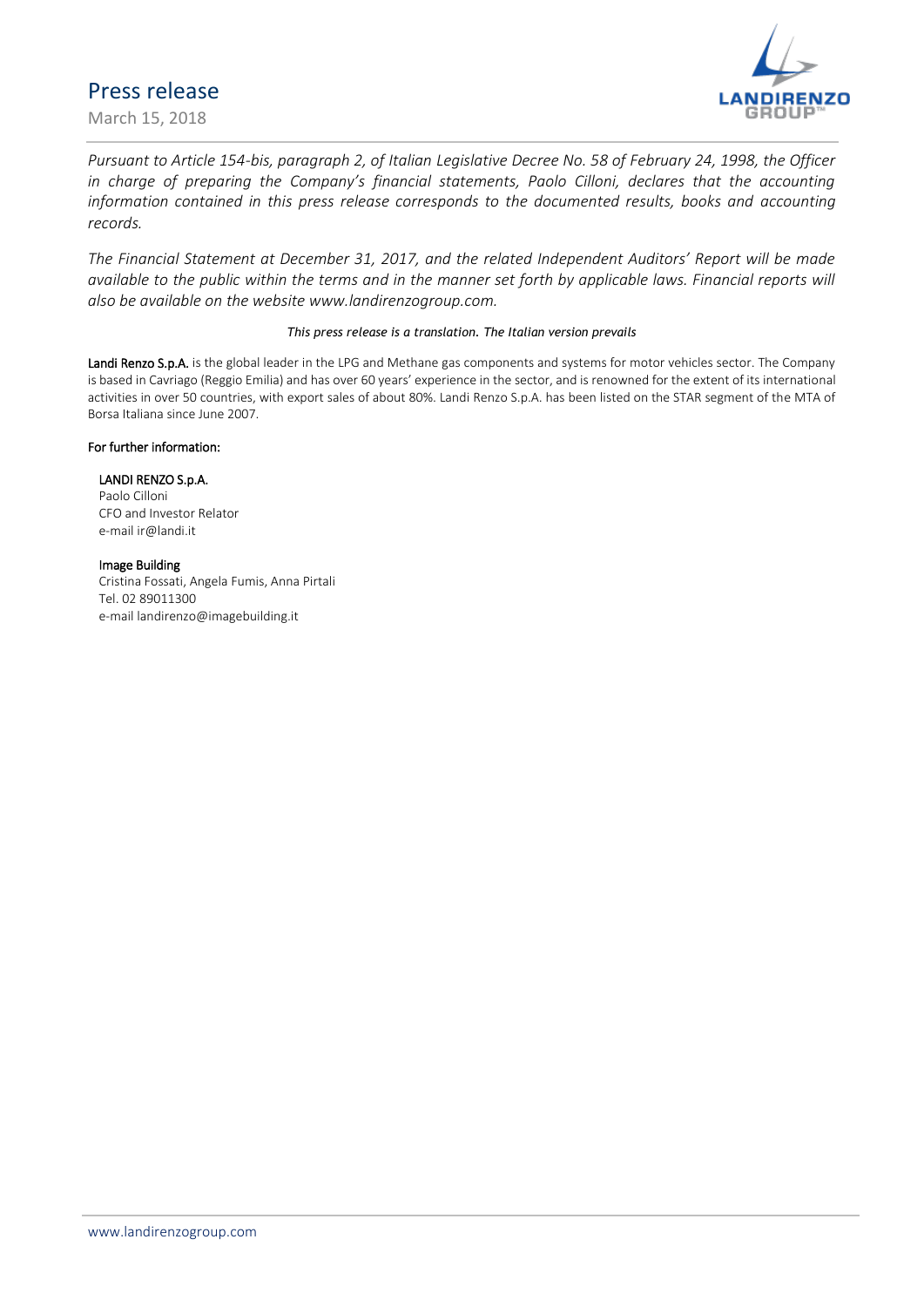*Pursuant to Article 154-bis, paragraph 2, of Italian Legislative Decree No. 58 of February 24, 1998, the Officer in charge of preparing the Company's financial statements, Paolo Cilloni, declares that the accounting information contained in this press release corresponds to the documented results, books and accounting records.*

*The Financial Statement at December 31, 2017, and the related Independent Auditors' Report will be made available to the public within the terms and in the manner set forth by applicable laws. Financial reports will also be available on the website www.landirenzogroup.com.*

*This press release is a translation. The Italian version prevails*

**Landi Renzo S.p.A.** is the global leader in the LPG and Methane gas components and systems for motor vehicles sector. The Company is based in Cavriago (Reggio Emilia) and has over 60 years' experience in the sector, and is renowned for the extent of its international activities in over 50 countries, with export sales of about 80%. Landi Renzo S.p.A. has been listed on the STAR segment of the MTA of Borsa Italiana since June 2007.

**For further information:**

**LANDI RENZO S.p.A.**
Paolo Cilloni
CFO and Investor Relator
e-mail ir@landi.it

**Image Building**
Cristina Fossati, Angela Fumis, Anna Pirtali
Tel. 02 89011300
e-mail landirenzo@imagebuilding.it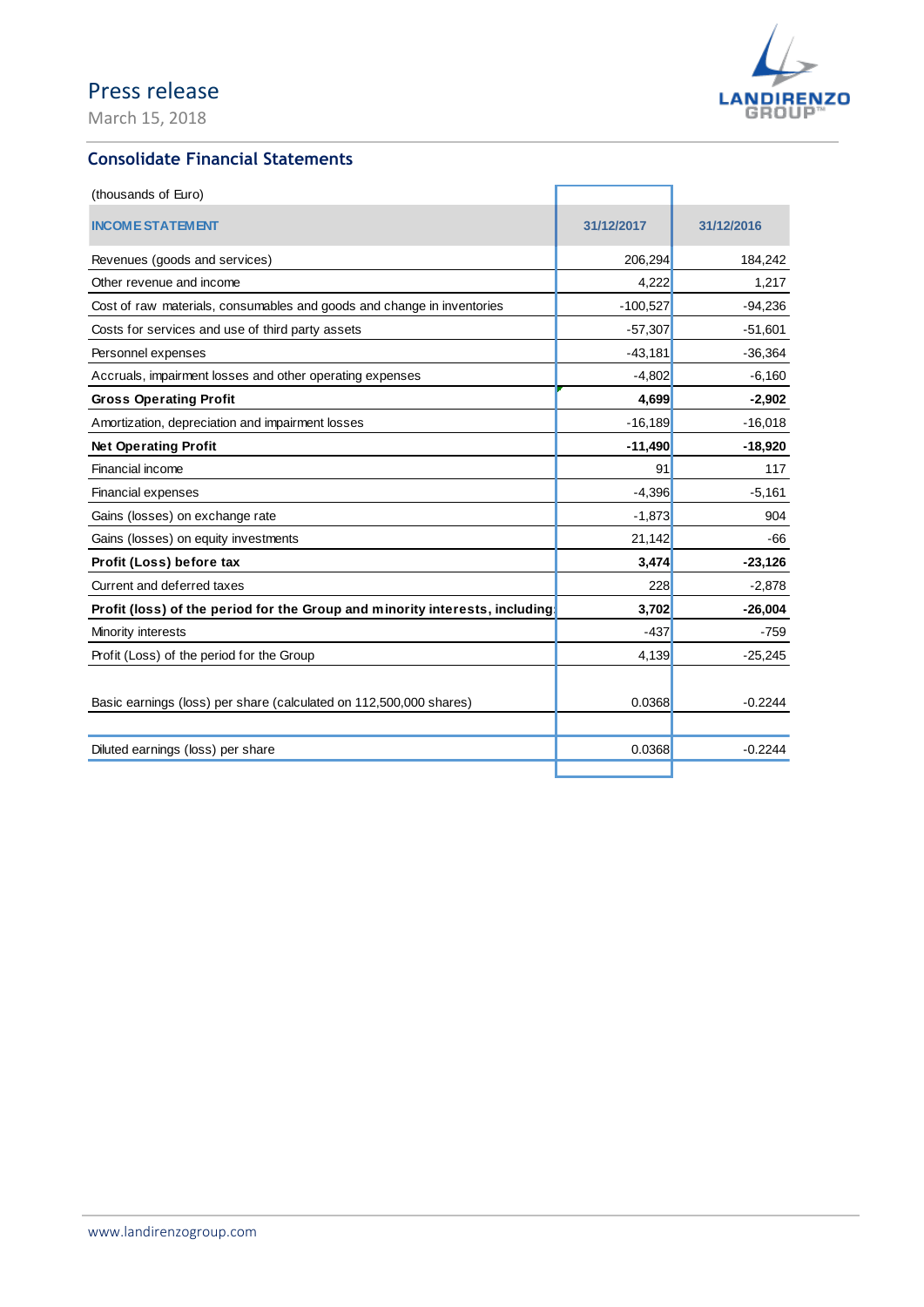Press release

March 15, 2018

## Consolidate Financial Statements

| (thousands of Euro) | | |
|---|---|---|
| **INCOME STATEMENT** | **31/12/2017** | **31/12/2016** |
| Revenues (goods and services) | 206,294 | 184,242 |
| Other revenue and income | 4,222 | 1,217 |
| Cost of raw materials, consumables and goods and change in inventories | -100,527 | -94,236 |
| Costs for services and use of third party assets | -57,307 | -51,601 |
| Personnel expenses | -43,181 | -36,364 |
| Accruals, impairment losses and other operating expenses | -4,802 | -6,160 |
| **Gross Operating Profit** | **4,699** | **-2,902** |
| Amortization, depreciation and impairment losses | -16,189 | -16,018 |
| **Net Operating Profit** | **-11,490** | **-18,920** |
| Financial income | 91 | 117 |
| Financial expenses | -4,396 | -5,161 |
| Gains (losses) on exchange rate | -1,873 | 904 |
| Gains (losses) on equity investments | 21,142 | -66 |
| **Profit (Loss) before tax** | **3,474** | **-23,126** |
| Current and deferred taxes | 228 | -2,878 |
| **Profit (loss) of the period for the Group and minority interests, including:** | **3,702** | **-26,004** |
| Minority interests | -437 | -759 |
| Profit (Loss) of the period for the Group | 4,139 | -25,245 |
| | | |
| Basic earnings (loss) per share (calculated on 112,500,000 shares) | 0.0368 | -0.2244 |
| | | |
| Diluted earnings (loss) per share | 0.0368 | -0.2244 |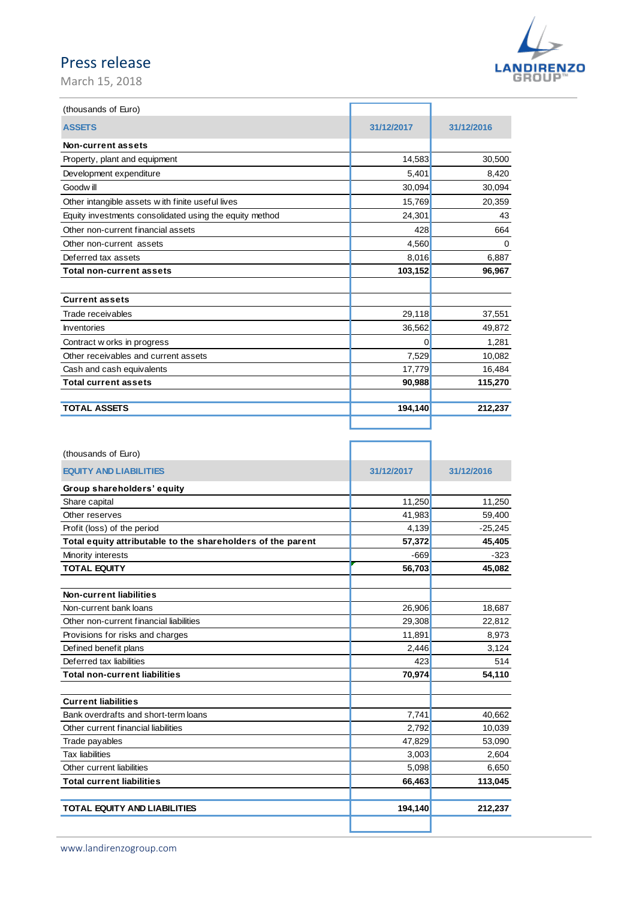# Press release

March 15, 2018

| (thousands of Euro) | | |
|---|---|---|
| **ASSETS** | **31/12/2017** | **31/12/2016** |
| **Non-current assets** | | |
| Property, plant and equipment | 14,583 | 30,500 |
| Development expenditure | 5,401 | 8,420 |
| Goodwill | 30,094 | 30,094 |
| Other intangible assets with finite useful lives | 15,769 | 20,359 |
| Equity investments consolidated using the equity method | 24,301 | 43 |
| Other non-current financial assets | 428 | 664 |
| Other non-current assets | 4,560 | 0 |
| Deferred tax assets | 8,016 | 6,887 |
| **Total non-current assets** | **103,152** | **96,967** |
| | | |
| **Current assets** | | |
| Trade receivables | 29,118 | 37,551 |
| Inventories | 36,562 | 49,872 |
| Contract works in progress | 0 | 1,281 |
| Other receivables and current assets | 7,529 | 10,082 |
| Cash and cash equivalents | 17,779 | 16,484 |
| **Total current assets** | **90,988** | **115,270** |
| | | |
| **TOTAL ASSETS** | **194,140** | **212,237** |

| (thousands of Euro) | | |
|---|---|---|
| **EQUITY AND LIABILITIES** | **31/12/2017** | **31/12/2016** |
| **Group shareholders' equity** | | |
| Share capital | 11,250 | 11,250 |
| Other reserves | 41,983 | 59,400 |
| Profit (loss) of the period | 4,139 | -25,245 |
| **Total equity attributable to the shareholders of the parent** | **57,372** | **45,405** |
| Minority interests | -669 | -323 |
| **TOTAL EQUITY** | **56,703** | **45,082** |
| | | |
| **Non-current liabilities** | | |
| Non-current bank loans | 26,906 | 18,687 |
| Other non-current financial liabilities | 29,308 | 22,812 |
| Provisions for risks and charges | 11,891 | 8,973 |
| Defined benefit plans | 2,446 | 3,124 |
| Deferred tax liabilities | 423 | 514 |
| **Total non-current liabilities** | **70,974** | **54,110** |
| | | |
| **Current liabilities** | | |
| Bank overdrafts and short-term loans | 7,741 | 40,662 |
| Other current financial liabilities | 2,792 | 10,039 |
| Trade payables | 47,829 | 53,090 |
| Tax liabilities | 3,003 | 2,604 |
| Other current liabilities | 5,098 | 6,650 |
| **Total current liabilities** | **66,463** | **113,045** |
| | | |
| **TOTAL EQUITY AND LIABILITIES** | **194,140** | **212,237** |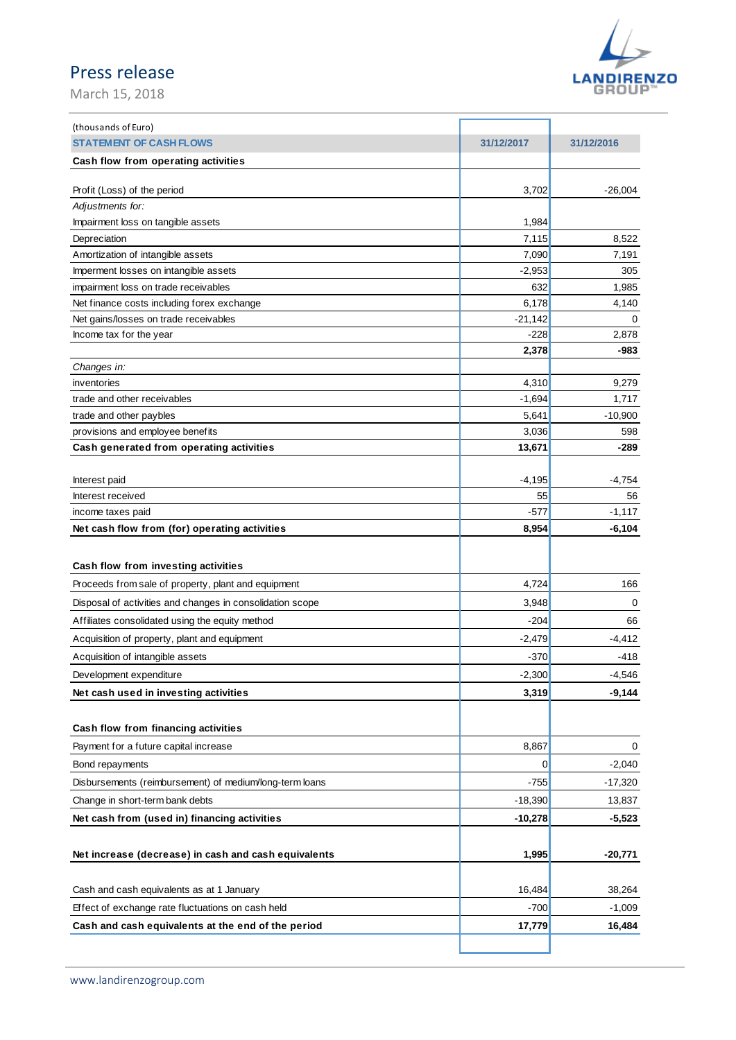(thousands of Euro)

| STATEMENT OF CASH FLOWS | 31/12/2017 | 31/12/2016 |
|---|---|---|
| **Cash flow from operating activities** | | |
| Profit (Loss) of the period | 3,702 | -26,004 |
| *Adjustments for:* | | |
| Impairment loss on tangible assets | 1,984 | |
| Depreciation | 7,115 | 8,522 |
| Amortization of intangible assets | 7,090 | 7,191 |
| Imperment losses on intangible assets | -2,953 | 305 |
| impairment loss on trade receivables | 632 | 1,985 |
| Net finance costs including forex exchange | 6,178 | 4,140 |
| Net gains/losses on trade receivables | -21,142 | 0 |
| Income tax for the year | -228 | 2,878 |
| | **2,378** | **-983** |
| *Changes in:* | | |
| inventories | 4,310 | 9,279 |
| trade and other receivables | -1,694 | 1,717 |
| trade and other paybles | 5,641 | -10,900 |
| provisions and employee benefits | 3,036 | 598 |
| **Cash generated from operating activities** | **13,671** | **-289** |
| Interest paid | -4,195 | -4,754 |
| Interest received | 55 | 56 |
| income taxes paid | -577 | -1,117 |
| **Net cash flow from (for) operating activities** | **8,954** | **-6,104** |
| **Cash flow from investing activities** | | |
| Proceeds from sale of property, plant and equipment | 4,724 | 166 |
| Disposal of activities and changes in consolidation scope | 3,948 | 0 |
| Affiliates consolidated using the equity method | -204 | 66 |
| Acquisition of property, plant and equipment | -2,479 | -4,412 |
| Acquisition of intangible assets | -370 | -418 |
| Development expenditure | -2,300 | -4,546 |
| **Net cash used in investing activities** | **3,319** | **-9,144** |
| **Cash flow from financing activities** | | |
| Payment for a future capital increase | 8,867 | 0 |
| Bond repayments | 0 | -2,040 |
| Disbursements (reimbursement) of medium/long-term loans | -755 | -17,320 |
| Change in short-term bank debts | -18,390 | 13,837 |
| **Net cash from (used in) financing activities** | **-10,278** | **-5,523** |
| **Net increase (decrease) in cash and cash equivalents** | **1,995** | **-20,771** |
| Cash and cash equivalents as at 1 January | 16,484 | 38,264 |
| Effect of exchange rate fluctuations on cash held | -700 | -1,009 |
| **Cash and cash equivalents at the end of the period** | **17,779** | **16,484** |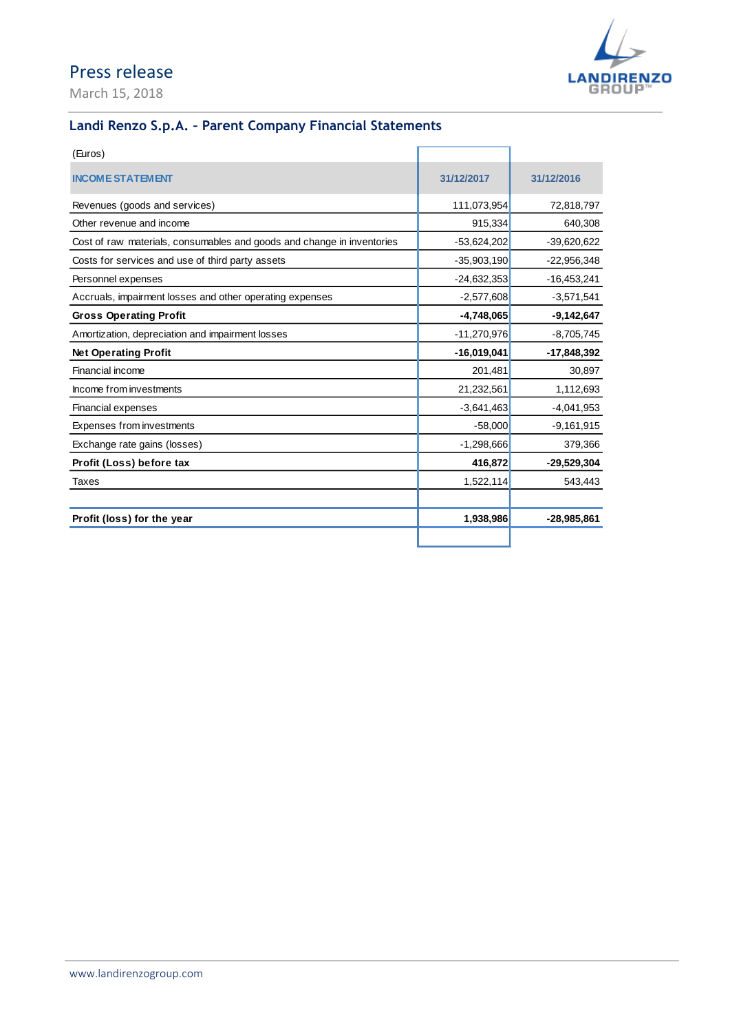# Press release

March 15, 2018

## Landi Renzo S.p.A. – Parent Company Financial Statements

(Euros)

| INCOME STATEMENT | 31/12/2017 | 31/12/2016 |
|---|---|---|
| Revenues (goods and services) | 111,073,954 | 72,818,797 |
| Other revenue and income | 915,334 | 640,308 |
| Cost of raw materials, consumables and goods and change in inventories | -53,624,202 | -39,620,622 |
| Costs for services and use of third party assets | -35,903,190 | -22,956,348 |
| Personnel expenses | -24,632,353 | -16,453,241 |
| Accruals, impairment losses and other operating expenses | -2,577,608 | -3,571,541 |
| **Gross Operating Profit** | **-4,748,065** | **-9,142,647** |
| Amortization, depreciation and impairment losses | -11,270,976 | -8,705,745 |
| **Net Operating Profit** | **-16,019,041** | **-17,848,392** |
| Financial income | 201,481 | 30,897 |
| Income from investments | 21,232,561 | 1,112,693 |
| Financial expenses | -3,641,463 | -4,041,953 |
| Expenses from investments | -58,000 | -9,161,915 |
| Exchange rate gains (losses) | -1,298,666 | 379,366 |
| **Profit (Loss) before tax** | **416,872** | **-29,529,304** |
| Taxes | 1,522,114 | 543,443 |
| **Profit (loss) for the year** | **1,938,986** | **-28,985,861** |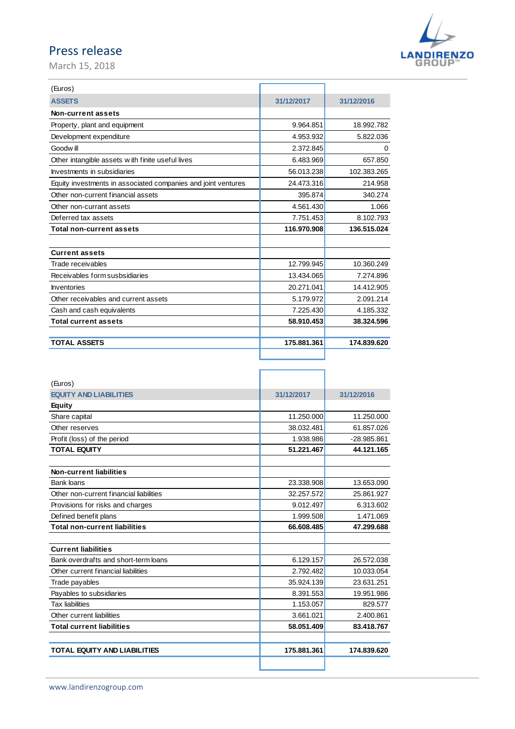# Press release

March 15, 2018

(Euros)

| ASSETS | 31/12/2017 | 31/12/2016 |
|---|---|---|
| **Non-current assets** | | |
| Property, plant and equipment | 9.964.851 | 18.992.782 |
| Development expenditure | 4.953.932 | 5.822.036 |
| Goodwill | 2.372.845 | 0 |
| Other intangible assets with finite useful lives | 6.483.969 | 657.850 |
| Investments in subsidiaries | 56.013.238 | 102.383.265 |
| Equity investments in associated companies and joint ventures | 24.473.316 | 214.958 |
| Other non-current financial assets | 395.874 | 340.274 |
| Other non-currant assets | 4.561.430 | 1.066 |
| Deferred tax assets | 7.751.453 | 8.102.793 |
| **Total non-current assets** | **116.970.908** | **136.515.024** |
| | | |
| **Current assets** | | |
| Trade receivables | 12.799.945 | 10.360.249 |
| Receivables form susbsidiaries | 13.434.065 | 7.274.896 |
| Inventories | 20.271.041 | 14.412.905 |
| Other receivables and current assets | 5.179.972 | 2.091.214 |
| Cash and cash equivalents | 7.225.430 | 4.185.332 |
| **Total current assets** | **58.910.453** | **38.324.596** |
| | | |
| **TOTAL ASSETS** | **175.881.361** | **174.839.620** |

(Euros)

| EQUITY AND LIABILITIES | 31/12/2017 | 31/12/2016 |
|---|---|---|
| **Equity** | | |
| Share capital | 11.250.000 | 11.250.000 |
| Other reserves | 38.032.481 | 61.857.026 |
| Profit (loss) of the period | 1.938.986 | -28.985.861 |
| **TOTAL EQUITY** | **51.221.467** | **44.121.165** |
| | | |
| **Non-current liabilities** | | |
| Bank loans | 23.338.908 | 13.653.090 |
| Other non-current financial liabilities | 32.257.572 | 25.861.927 |
| Provisions for risks and charges | 9.012.497 | 6.313.602 |
| Defined benefit plans | 1.999.508 | 1.471.069 |
| **Total non-current liabilities** | **66.608.485** | **47.299.688** |
| | | |
| **Current liabilities** | | |
| Bank overdrafts and short-term loans | 6.129.157 | 26.572.038 |
| Other current financial liabilities | 2.792.482 | 10.033.054 |
| Trade payables | 35.924.139 | 23.631.251 |
| Payables to subsidiaries | 8.391.553 | 19.951.986 |
| Tax liabilities | 1.153.057 | 829.577 |
| Other current liabilities | 3.661.021 | 2.400.861 |
| **Total current liabilities** | **58.051.409** | **83.418.767** |
| | | |
| **TOTAL EQUITY AND LIABILITIES** | **175.881.361** | **174.839.620** |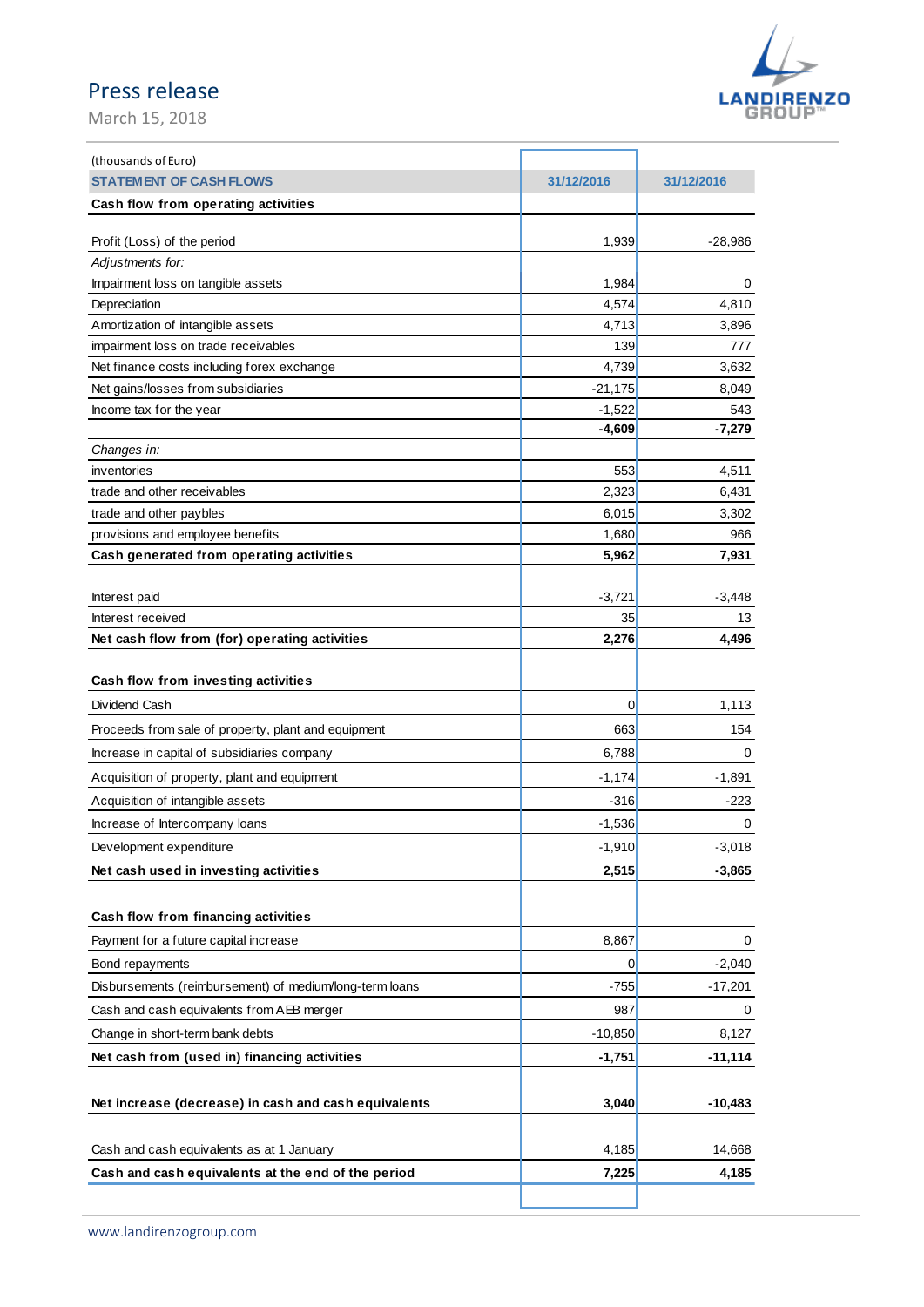Press release

March 15, 2018

(thousands of Euro)

| STATEMENT OF CASH FLOWS | 31/12/2016 | 31/12/2016 |
|---|---|---|
| **Cash flow from operating activities** | | |
| Profit (Loss) of the period | 1,939 | -28,986 |
| *Adjustments for:* | | |
| Impairment loss on tangible assets | 1,984 | 0 |
| Depreciation | 4,574 | 4,810 |
| Amortization of intangible assets | 4,713 | 3,896 |
| impairment loss on trade receivables | 139 | 777 |
| Net finance costs including forex exchange | 4,739 | 3,632 |
| Net gains/losses from subsidiaries | -21,175 | 8,049 |
| Income tax for the year | -1,522 | 543 |
| | **-4,609** | **-7,279** |
| *Changes in:* | | |
| inventories | 553 | 4,511 |
| trade and other receivables | 2,323 | 6,431 |
| trade and other paybles | 6,015 | 3,302 |
| provisions and employee benefits | 1,680 | 966 |
| **Cash generated from operating activities** | **5,962** | **7,931** |
| Interest paid | -3,721 | -3,448 |
| Interest received | 35 | 13 |
| **Net cash flow from (for) operating activities** | **2,276** | **4,496** |
| **Cash flow from investing activities** | | |
| Dividend Cash | 0 | 1,113 |
| Proceeds from sale of property, plant and equipment | 663 | 154 |
| Increase in capital of subsidiaries company | 6,788 | 0 |
| Acquisition of property, plant and equipment | -1,174 | -1,891 |
| Acquisition of intangible assets | -316 | -223 |
| Increase of Intercompany loans | -1,536 | 0 |
| Development expenditure | -1,910 | -3,018 |
| **Net cash used in investing activities** | **2,515** | **-3,865** |
| **Cash flow from financing activities** | | |
| Payment for a future capital increase | 8,867 | 0 |
| Bond repayments | 0 | -2,040 |
| Disbursements (reimbursement) of medium/long-term loans | -755 | -17,201 |
| Cash and cash equivalents from AEB merger | 987 | 0 |
| Change in short-term bank debts | -10,850 | 8,127 |
| **Net cash from (used in) financing activities** | **-1,751** | **-11,114** |
| **Net increase (decrease) in cash and cash equivalents** | **3,040** | **-10,483** |
| Cash and cash equivalents as at 1 January | 4,185 | 14,668 |
| **Cash and cash equivalents at the end of the period** | **7,225** | **4,185** |